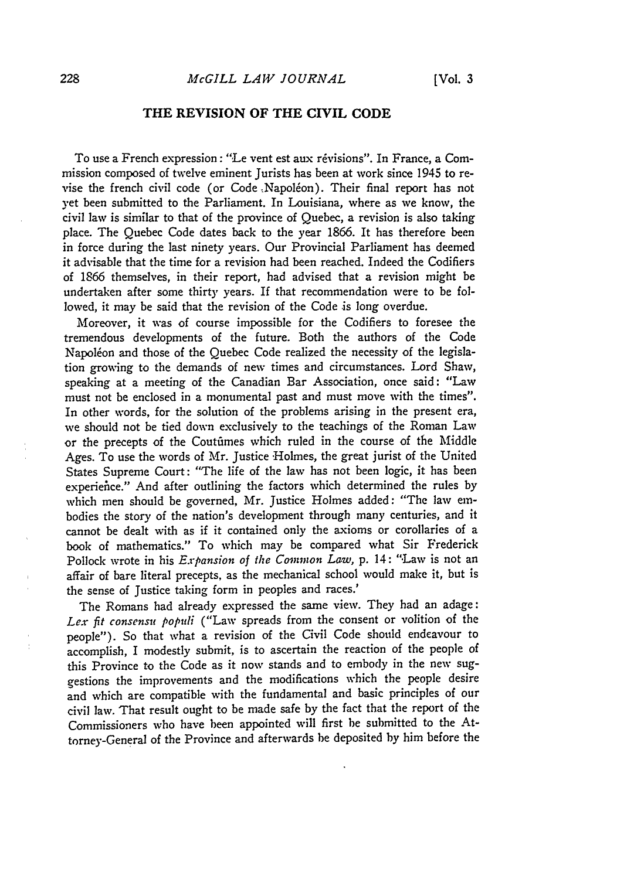## THE REVISION OF THE CIVIL CODE

To use a French expression: "Le vent est aux révisions". In France, a Commission composed of twelve eminent Jurists has been at work since 1945 to revise the french civil code (or Code Napoléon). Their final report has not yet been submitted to the Parliament. In Louisiana, where as we know, the civil law is similar to that of the province of Quebec, a revision is also taking place. The Quebec Code dates back to the year 1866. It has therefore been in force during the last ninety years. Our Provincial Parliament has deemed it advisable that the time for a revision had been reached. Indeed the Codifiers of 1866 themselves, in their report, had advised that a revision might be undertaken after some thirty years. If that recommendation were to be followed, it may be said that the revision of the Code is long overdue.

Moreover, it was of course impossible for the Codifiers to foresee the tremendous developments of the future. Both the authors of the Code Napoléon and those of the Quebec Code realized the necessity of the legislation growing to the demands of new times and circumstances. Lord Shaw, speaking at a meeting of the Canadian Bar Association, once said: "Law must not be enclosed in a monumental past and must move with the times". In other words, for the solution of the problems arising in the present era, we should not be tied down exclusively to the teachings of the Roman Law or the precepts of the Coutûmes which ruled in the course of the Middle Ages. To use the words of Mr. Justice Holmes, the great jurist of the United States Supreme Court: "The life of the law has not been logic, it has been experience." And after outlining the factors which determined the rules by which men should be governed, Mr. Justice Holmes added: "The law embodies the story of the nation's development through many centuries, and it cannot be dealt with as if it contained only the axioms or corollaries of a book of mathematics." To which may be compared what Sir Frederick Pollock wrote in his *Expansion of the Common Law*, p. 14: "Law is not an affair of bare literal precepts, as the mechanical school would make it, but is the sense of Justice taking form in peoples and races.'

The Romans had already expressed the same view. They had an adage: *Lex fit consensu populi* ("Law spreads from the consent or volition of the people"). So that what a revision of the Civil Code should endeavour to accomplish, I modestly submit, is to ascertain the reaction of the people of this Province to the Code as it now stands and to embody in the new suggestions the improvements and the modifications which the people desire and which are compatible with the fundamental and basic principles of our civil law. That result ought to be made safe by the fact that the report of the Commissioners who have been appointed will first be submitted to the Attorney-General of the Province and afterwards be deposited by him before the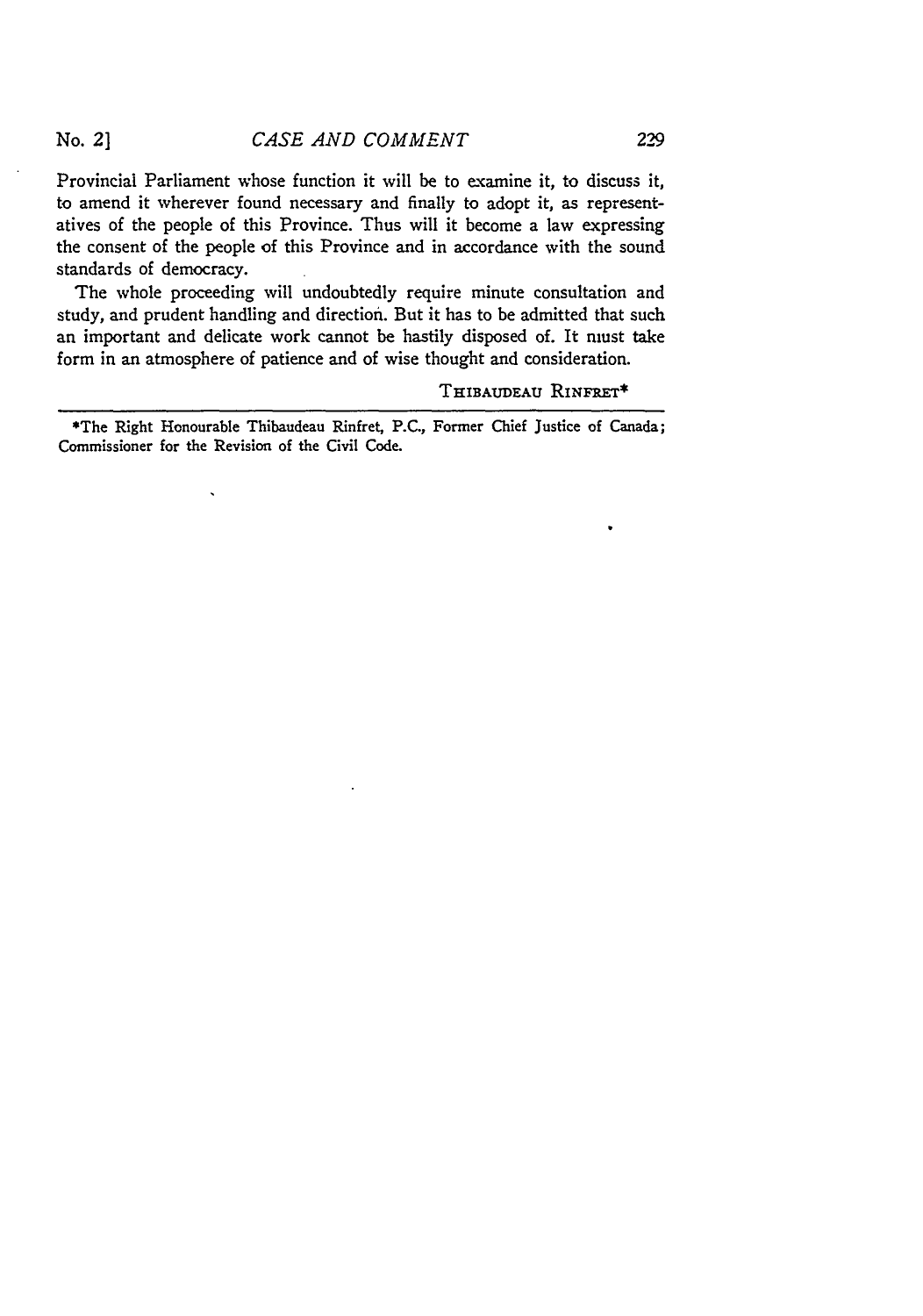Provincial Parliament whose function it will be to examine it, to discuss it, to amend it wherever found necessary and finally to adopt it, as representatives of the people of this Province. Thus will it become a law expressing the consent of the people of this Province and in accordance with the sound standards of democracy.

The whole proceeding will undoubtedly require minute consultation and study, and prudent handling and direction. But it has to be admitted that such an important and delicate work cannot be hastily disposed of. It must take form in an atmosphere of patience and of wise thought and consideration.

THIBAUDEAU RINFRET*

---

*The Right Honourable Thibaudeau Rinfret, P.C., Former Chief Justice of Canada; Commissioner for the Revision of the Civil Code.